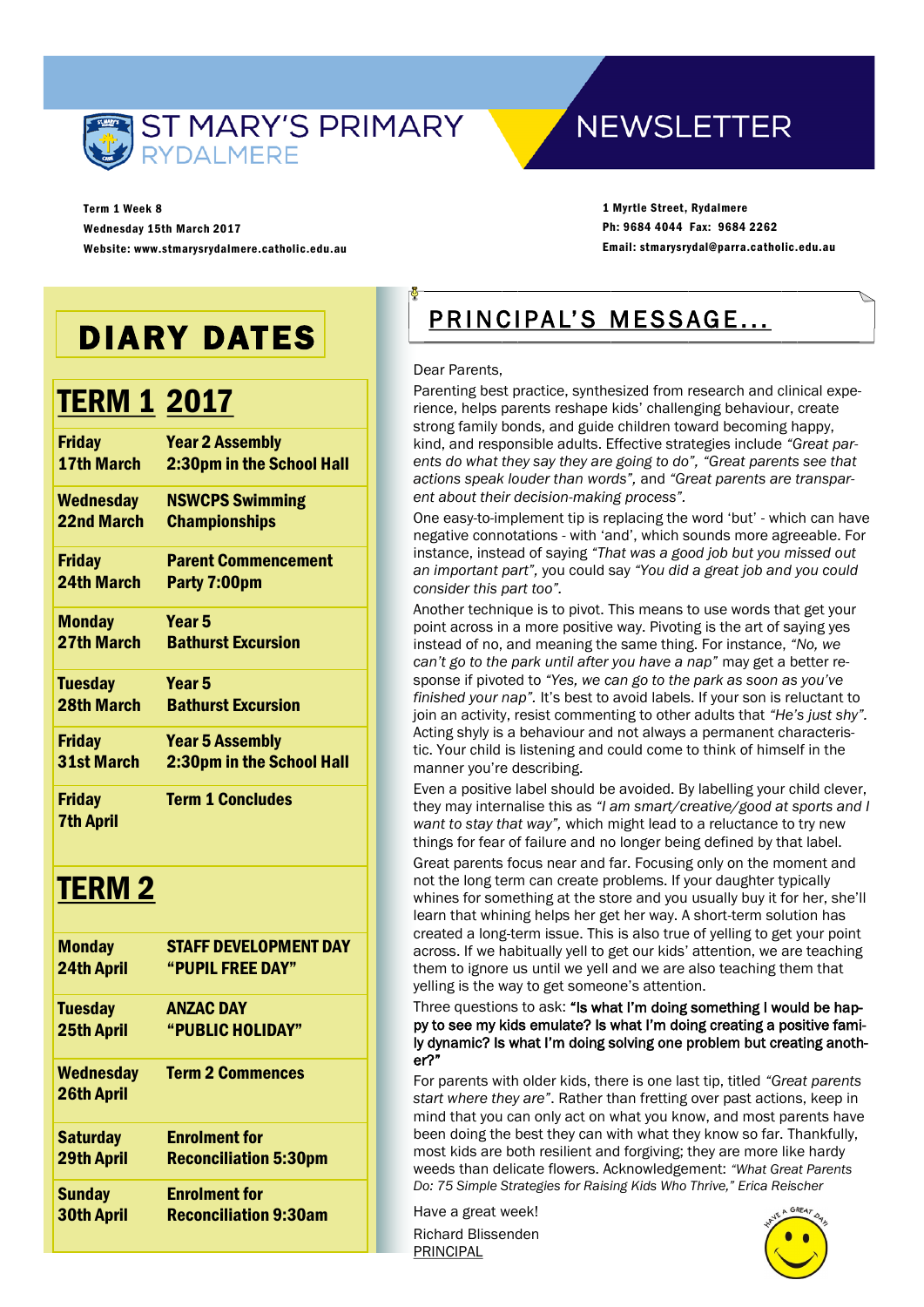# ST MARY'S PRIMARY RYDALMERE NEWSLETTER

**Term 1 Week 8**
**Wednesday 15th March 2017**
**Website: www.stmarysrydalmere.catholic.edu.au**

**1 Myrtle Street, Rydalmere**
**Ph: 9684 4044 Fax: 9684 2262**
**Email: stmarysrydal@parra.catholic.edu.au**

## DIARY DATES

### TERM 1 2017

| | |
|---|---|
| **Friday 17th March** | **Year 2 Assembly 2:30pm in the School Hall** |
| **Wednesday 22nd March** | **NSWCPS Swimming Championships** |
| **Friday 24th March** | **Parent Commencement Party 7:00pm** |
| **Monday 27th March** | **Year 5 Bathurst Excursion** |
| **Tuesday 28th March** | **Year 5 Bathurst Excursion** |
| **Friday 31st March** | **Year 5 Assembly 2:30pm in the School Hall** |
| **Friday 7th April** | **Term 1 Concludes** |

### TERM 2

| | |
|---|---|
| **Monday 24th April** | **STAFF DEVELOPMENT DAY "PUPIL FREE DAY"** |
| **Tuesday 25th April** | **ANZAC DAY "PUBLIC HOLIDAY"** |
| **Wednesday 26th April** | **Term 2 Commences** |
| **Saturday 29th April** | **Enrolment for Reconciliation 5:30pm** |
| **Sunday 30th April** | **Enrolment for Reconciliation 9:30am** |

## PRINCIPAL'S MESSAGE...

Dear Parents,

Parenting best practice, synthesized from research and clinical experience, helps parents reshape kids' challenging behaviour, create strong family bonds, and guide children toward becoming happy, kind, and responsible adults. Effective strategies include *"Great parents do what they say they are going to do"*, *"Great parents see that actions speak louder than words"*, and *"Great parents are transparent about their decision-making process"*.

One easy-to-implement tip is replacing the word 'but' - which can have negative connotations - with 'and', which sounds more agreeable. For instance, instead of saying *"That was a good job but you missed out an important part"*, you could say *"You did a great job and you could consider this part too"*.

Another technique is to pivot. This means to use words that get your point across in a more positive way. Pivoting is the art of saying yes instead of no, and meaning the same thing. For instance, *"No, we can't go to the park until after you have a nap"* may get a better response if pivoted to *"Yes, we can go to the park as soon as you've finished your nap"*. It's best to avoid labels. If your son is reluctant to join an activity, resist commenting to other adults that *"He's just shy"*. Acting shyly is a behaviour and not always a permanent characteristic. Your child is listening and could come to think of himself in the manner you're describing.

Even a positive label should be avoided. By labelling your child clever, they may internalise this as *"I am smart/creative/good at sports and I want to stay that way"*, which might lead to a reluctance to try new things for fear of failure and no longer being defined by that label.

Great parents focus near and far. Focusing only on the moment and not the long term can create problems. If your daughter typically whines for something at the store and you usually buy it for her, she'll learn that whining helps her get her way. A short-term solution has created a long-term issue. This is also true of yelling to get your point across. If we habitually yell to get our kids' attention, we are teaching them to ignore us until we yell and we are also teaching them that yelling is the way to get someone's attention.

Three questions to ask: **"Is what I'm doing something I would be happy to see my kids emulate? Is what I'm doing creating a positive family dynamic? Is what I'm doing solving one problem but creating another?"**

For parents with older kids, there is one last tip, titled *"Great parents start where they are"*. Rather than fretting over past actions, keep in mind that you can only act on what you know, and most parents have been doing the best they can with what they know so far. Thankfully, most kids are both resilient and forgiving; they are more like hardy weeds than delicate flowers. Acknowledgement: *"What Great Parents Do: 75 Simple Strategies for Raising Kids Who Thrive," Erica Reischer*

Have a great week!

Richard Blissenden
PRINCIPAL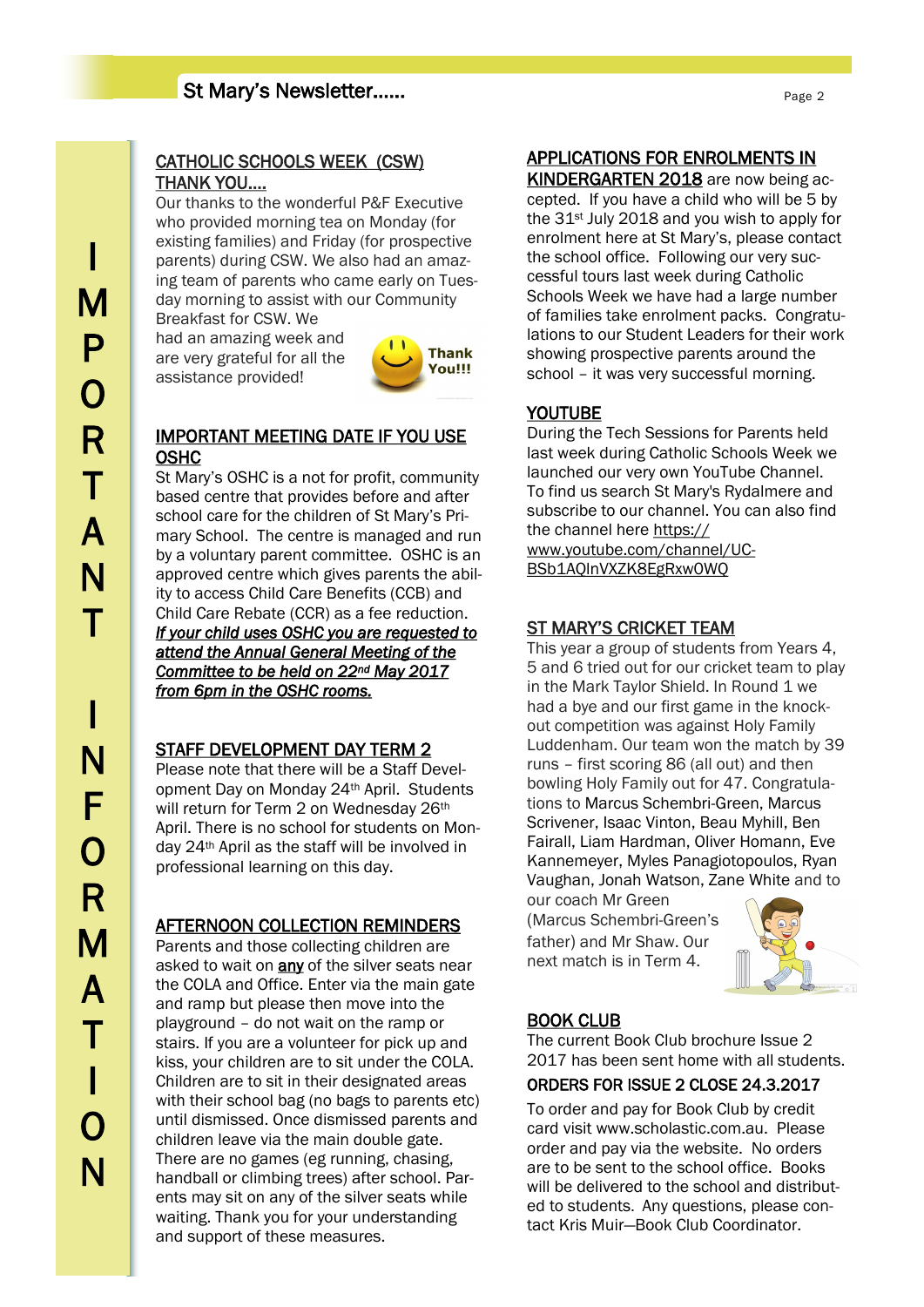IMPORTANT INFORMATION

## CATHOLIC SCHOOLS WEEK (CSW) THANK YOU....

Our thanks to the wonderful P&F Executive who provided morning tea on Monday (for existing families) and Friday (for prospective parents) during CSW. We also had an amazing team of parents who came early on Tuesday morning to assist with our Community Breakfast for CSW. We had an amazing week and are very grateful for all the assistance provided!

## IMPORTANT MEETING DATE IF YOU USE OSHC

St Mary's OSHC is a not for profit, community based centre that provides before and after school care for the children of St Mary's Primary School. The centre is managed and run by a voluntary parent committee. OSHC is an approved centre which gives parents the ability to access Child Care Benefits (CCB) and Child Care Rebate (CCR) as a fee reduction. ***If your child uses OSHC you are requested to attend the Annual General Meeting of the Committee to be held on 22nd May 2017 from 6pm in the OSHC rooms.***

## STAFF DEVELOPMENT DAY TERM 2

Please note that there will be a Staff Development Day on Monday 24th April. Students will return for Term 2 on Wednesday 26th April. There is no school for students on Monday 24th April as the staff will be involved in professional learning on this day.

## AFTERNOON COLLECTION REMINDERS

Parents and those collecting children are asked to wait on **any** of the silver seats near the COLA and Office. Enter via the main gate and ramp but please then move into the playground – do not wait on the ramp or stairs. If you are a volunteer for pick up and kiss, your children are to sit under the COLA. Children are to sit in their designated areas with their school bag (no bags to parents etc) until dismissed. Once dismissed parents and children leave via the main double gate. There are no games (eg running, chasing, handball or climbing trees) after school. Parents may sit on any of the silver seats while waiting. Thank you for your understanding and support of these measures.

## APPLICATIONS FOR ENROLMENTS IN KINDERGARTEN 2018

APPLICATIONS FOR ENROLMENTS IN KINDERGARTEN 2018 are now being accepted. If you have a child who will be 5 by the 31st July 2018 and you wish to apply for enrolment here at St Mary's, please contact the school office. Following our very successful tours last week during Catholic Schools Week we have had a large number of families take enrolment packs. Congratulations to our Student Leaders for their work showing prospective parents around the school – it was very successful morning.

## YOUTUBE

During the Tech Sessions for Parents held last week during Catholic Schools Week we launched our very own YouTube Channel. To find us search St Mary's Rydalmere and subscribe to our channel. You can also find the channel here https://www.youtube.com/channel/UC-BSb1AQlnVXZK8EgRxw0WQ

## ST MARY'S CRICKET TEAM

This year a group of students from Years 4, 5 and 6 tried out for our cricket team to play in the Mark Taylor Shield. In Round 1 we had a bye and our first game in the knock-out competition was against Holy Family Luddenham. Our team won the match by 39 runs – first scoring 86 (all out) and then bowling Holy Family out for 47. Congratulations to Marcus Schembri-Green, Marcus Scrivener, Isaac Vinton, Beau Myhill, Ben Fairall, Liam Hardman, Oliver Homann, Eve Kannemeyer, Myles Panagiotopoulos, Ryan Vaughan, Jonah Watson, Zane White and to our coach Mr Green (Marcus Schembri-Green's father) and Mr Shaw. Our next match is in Term 4.

## BOOK CLUB

The current Book Club brochure Issue 2 2017 has been sent home with all students.

### ORDERS FOR ISSUE 2 CLOSE 24.3.2017

To order and pay for Book Club by credit card visit www.scholastic.com.au. Please order and pay via the website. No orders are to be sent to the school office. Books will be delivered to the school and distributed to students. Any questions, please contact Kris Muir—Book Club Coordinator.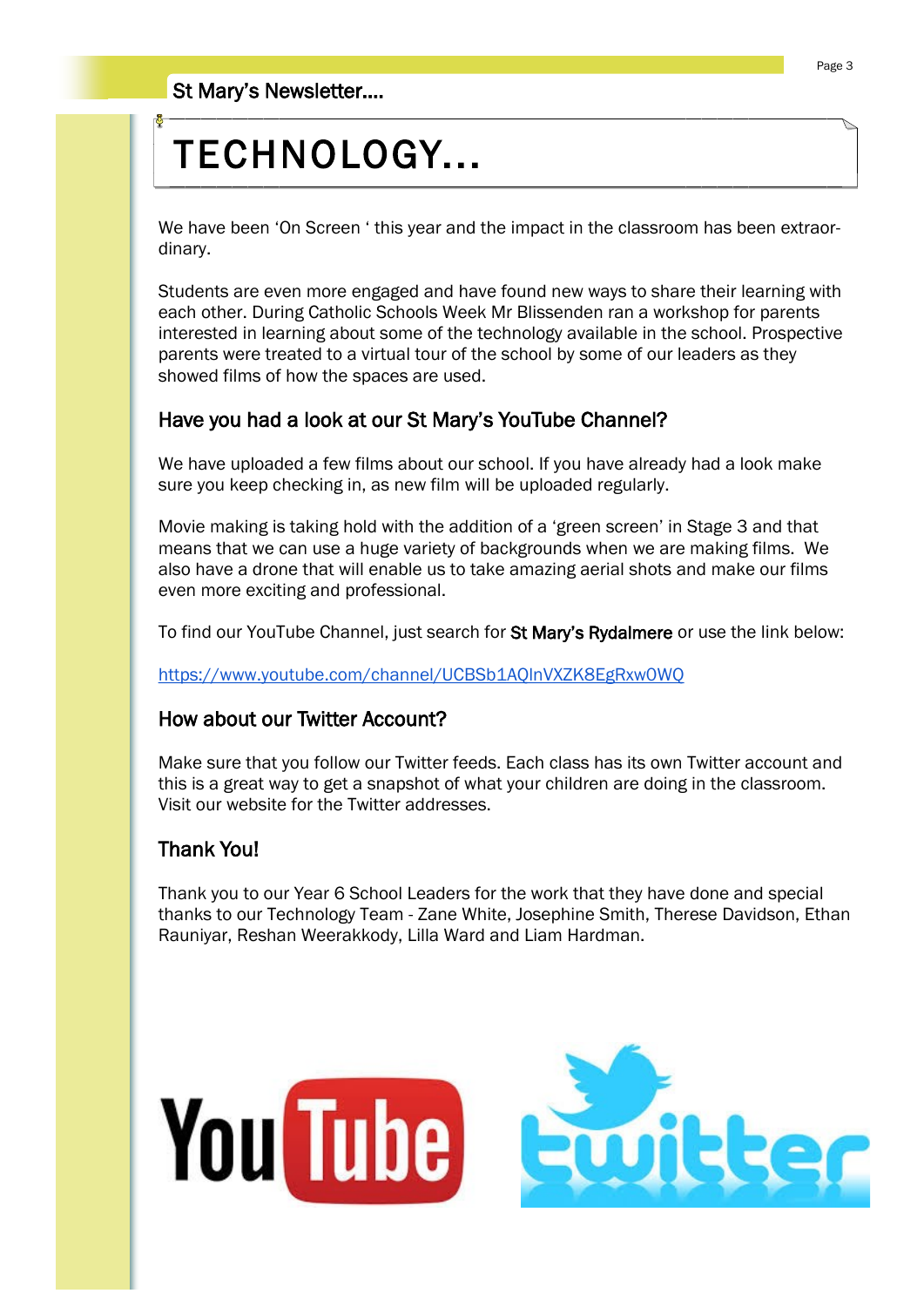# TECHNOLOGY...

We have been 'On Screen ' this year and the impact in the classroom has been extraordinary.

Students are even more engaged and have found new ways to share their learning with each other. During Catholic Schools Week Mr Blissenden ran a workshop for parents interested in learning about some of the technology available in the school. Prospective parents were treated to a virtual tour of the school by some of our leaders as they showed films of how the spaces are used.

## Have you had a look at our St Mary's YouTube Channel?

We have uploaded a few films about our school. If you have already had a look make sure you keep checking in, as new film will be uploaded regularly.

Movie making is taking hold with the addition of a 'green screen' in Stage 3 and that means that we can use a huge variety of backgrounds when we are making films. We also have a drone that will enable us to take amazing aerial shots and make our films even more exciting and professional.

To find our YouTube Channel, just search for **St Mary's Rydalmere** or use the link below:

https://www.youtube.com/channel/UCBSb1AQlnVXZK8EgRxw0WQ

## How about our Twitter Account?

Make sure that you follow our Twitter feeds. Each class has its own Twitter account and this is a great way to get a snapshot of what your children are doing in the classroom. Visit our website for the Twitter addresses.

## Thank You!

Thank you to our Year 6 School Leaders for the work that they have done and special thanks to our Technology Team - Zane White, Josephine Smith, Therese Davidson, Ethan Rauniyar, Reshan Weerakkody, Lilla Ward and Liam Hardman.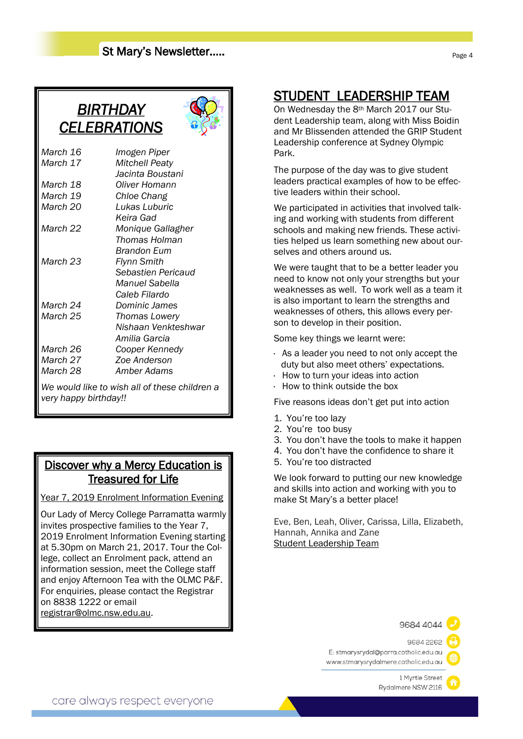## *BIRTHDAY CELEBRATIONS*

| | |
|---|---|
| *March 16* | *Imogen Piper* |
| *March 17* | *Mitchell Peaty* |
| | *Jacinta Boustani* |
| *March 18* | *Oliver Homann* |
| *March 19* | *Chloe Chang* |
| *March 20* | *Lukas Luburic* |
| | *Keira Gad* |
| *March 22* | *Monique Gallagher* |
| | *Thomas Holman* |
| | *Brandon Eum* |
| *March 23* | *Flynn Smith* |
| | *Sebastien Pericaud* |
| | *Manuel Sabella* |
| | *Caleb Filardo* |
| *March 24* | *Dominic James* |
| *March 25* | *Thomas Lowery* |
| | *Nishaan Venkteshwar* |
| | *Amilia Garcia* |
| *March 26* | *Cooper Kennedy* |
| *March 27* | *Zoe Anderson* |
| *March 28* | *Amber Adams* |

*We would like to wish all of these children a very happy birthday!!*

## Discover why a Mercy Education is Treasured for Life

Year 7, 2019 Enrolment Information Evening

Our Lady of Mercy College Parramatta warmly invites prospective families to the Year 7, 2019 Enrolment Information Evening starting at 5.30pm on March 21, 2017. Tour the College, collect an Enrolment pack, attend an information session, meet the College staff and enjoy Afternoon Tea with the OLMC P&F. For enquiries, please contact the Registrar on 8838 1222 or email registrar@olmc.nsw.edu.au.

## STUDENT LEADERSHIP TEAM

On Wednesday the 8th March 2017 our Student Leadership team, along with Miss Boidin and Mr Blissenden attended the GRIP Student Leadership conference at Sydney Olympic Park.

The purpose of the day was to give student leaders practical examples of how to be effective leaders within their school.

We participated in activities that involved talking and working with students from different schools and making new friends. These activities helped us learn something new about ourselves and others around us.

We were taught that to be a better leader you need to know not only your strengths but your weaknesses as well. To work well as a team it is also important to learn the strengths and weaknesses of others, this allows every person to develop in their position.

Some key things we learnt were:

- As a leader you need to not only accept the duty but also meet others' expectations.
- How to turn your ideas into action
- How to think outside the box

Five reasons ideas don't get put into action

1. You're too lazy
2. You're too busy
3. You don't have the tools to make it happen
4. You don't have the confidence to share it
5. You're too distracted

We look forward to putting our new knowledge and skills into action and working with you to make St Mary's a better place!

Eve, Ben, Leah, Oliver, Carissa, Lilla, Elizabeth, Hannah, Annika and Zane
Student Leadership Team

9684 4044
9684 2262
E: stmarysrydal@parra.catholic.edu.au
www.stmarysrydalmere.catholic.edu.au
1 Myrtle Street
Rydalmere NSW 2116

care always respect everyone